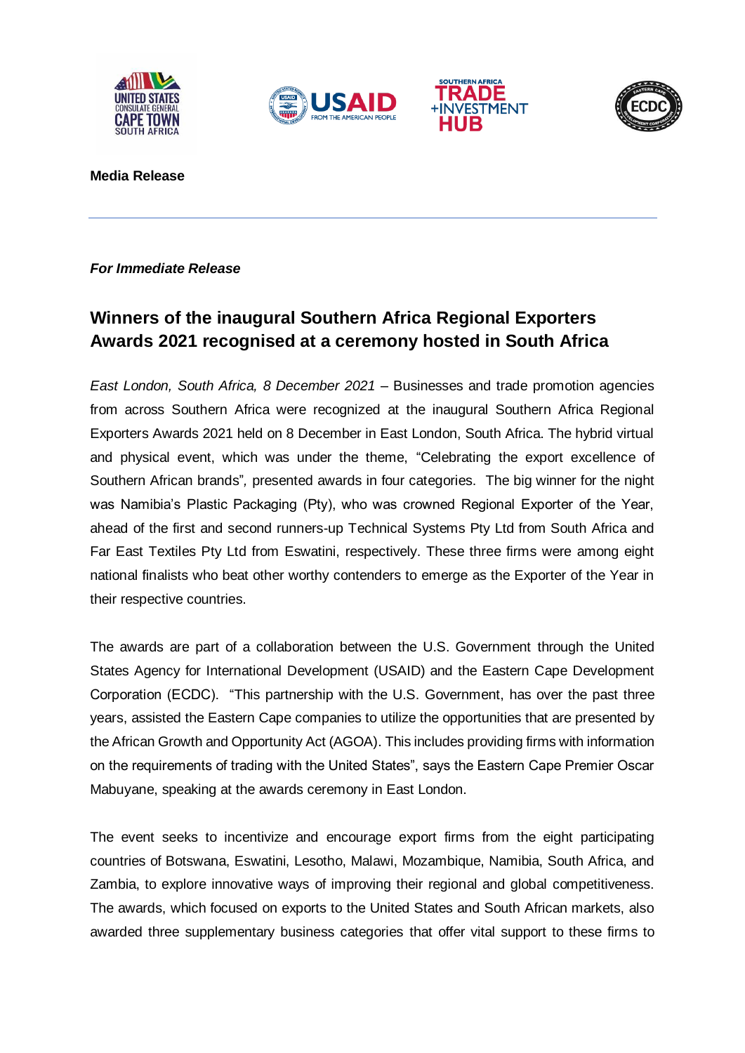**Media Release**

---

***For Immediate Release***

## Winners of the inaugural Southern Africa Regional Exporters Awards 2021 recognised at a ceremony hosted in South Africa

*East London, South Africa, 8 December 2021* – Businesses and trade promotion agencies from across Southern Africa were recognized at the inaugural Southern Africa Regional Exporters Awards 2021 held on 8 December in East London, South Africa. The hybrid virtual and physical event, which was under the theme, "Celebrating the export excellence of Southern African brands", presented awards in four categories. The big winner for the night was Namibia's Plastic Packaging (Pty), who was crowned Regional Exporter of the Year, ahead of the first and second runners-up Technical Systems Pty Ltd from South Africa and Far East Textiles Pty Ltd from Eswatini, respectively. These three firms were among eight national finalists who beat other worthy contenders to emerge as the Exporter of the Year in their respective countries.

The awards are part of a collaboration between the U.S. Government through the United States Agency for International Development (USAID) and the Eastern Cape Development Corporation (ECDC). "This partnership with the U.S. Government, has over the past three years, assisted the Eastern Cape companies to utilize the opportunities that are presented by the African Growth and Opportunity Act (AGOA). This includes providing firms with information on the requirements of trading with the United States", says the Eastern Cape Premier Oscar Mabuyane, speaking at the awards ceremony in East London.

The event seeks to incentivize and encourage export firms from the eight participating countries of Botswana, Eswatini, Lesotho, Malawi, Mozambique, Namibia, South Africa, and Zambia, to explore innovative ways of improving their regional and global competitiveness. The awards, which focused on exports to the United States and South African markets, also awarded three supplementary business categories that offer vital support to these firms to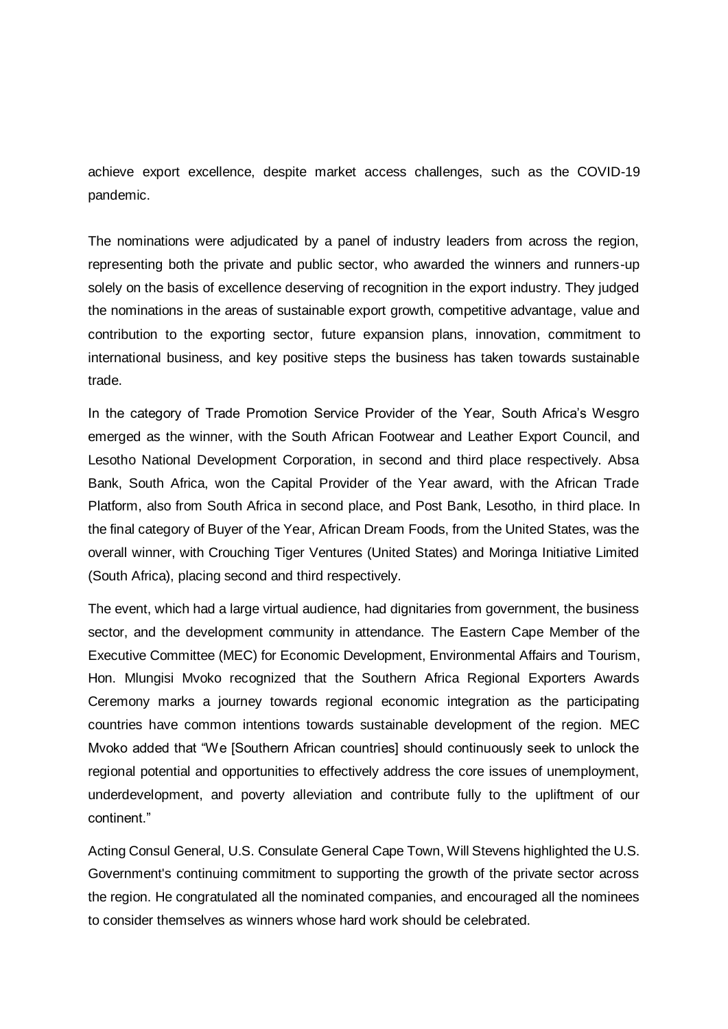achieve export excellence, despite market access challenges, such as the COVID-19 pandemic.

The nominations were adjudicated by a panel of industry leaders from across the region, representing both the private and public sector, who awarded the winners and runners-up solely on the basis of excellence deserving of recognition in the export industry. They judged the nominations in the areas of sustainable export growth, competitive advantage, value and contribution to the exporting sector, future expansion plans, innovation, commitment to international business, and key positive steps the business has taken towards sustainable trade.

In the category of Trade Promotion Service Provider of the Year, South Africa's Wesgro emerged as the winner, with the South African Footwear and Leather Export Council, and Lesotho National Development Corporation, in second and third place respectively. Absa Bank, South Africa, won the Capital Provider of the Year award, with the African Trade Platform, also from South Africa in second place, and Post Bank, Lesotho, in third place. In the final category of Buyer of the Year, African Dream Foods, from the United States, was the overall winner, with Crouching Tiger Ventures (United States) and Moringa Initiative Limited (South Africa), placing second and third respectively.

The event, which had a large virtual audience, had dignitaries from government, the business sector, and the development community in attendance. The Eastern Cape Member of the Executive Committee (MEC) for Economic Development, Environmental Affairs and Tourism, Hon. Mlungisi Mvoko recognized that the Southern Africa Regional Exporters Awards Ceremony marks a journey towards regional economic integration as the participating countries have common intentions towards sustainable development of the region. MEC Mvoko added that "We [Southern African countries] should continuously seek to unlock the regional potential and opportunities to effectively address the core issues of unemployment, underdevelopment, and poverty alleviation and contribute fully to the upliftment of our continent."

Acting Consul General, U.S. Consulate General Cape Town, Will Stevens highlighted the U.S. Government's continuing commitment to supporting the growth of the private sector across the region. He congratulated all the nominated companies, and encouraged all the nominees to consider themselves as winners whose hard work should be celebrated.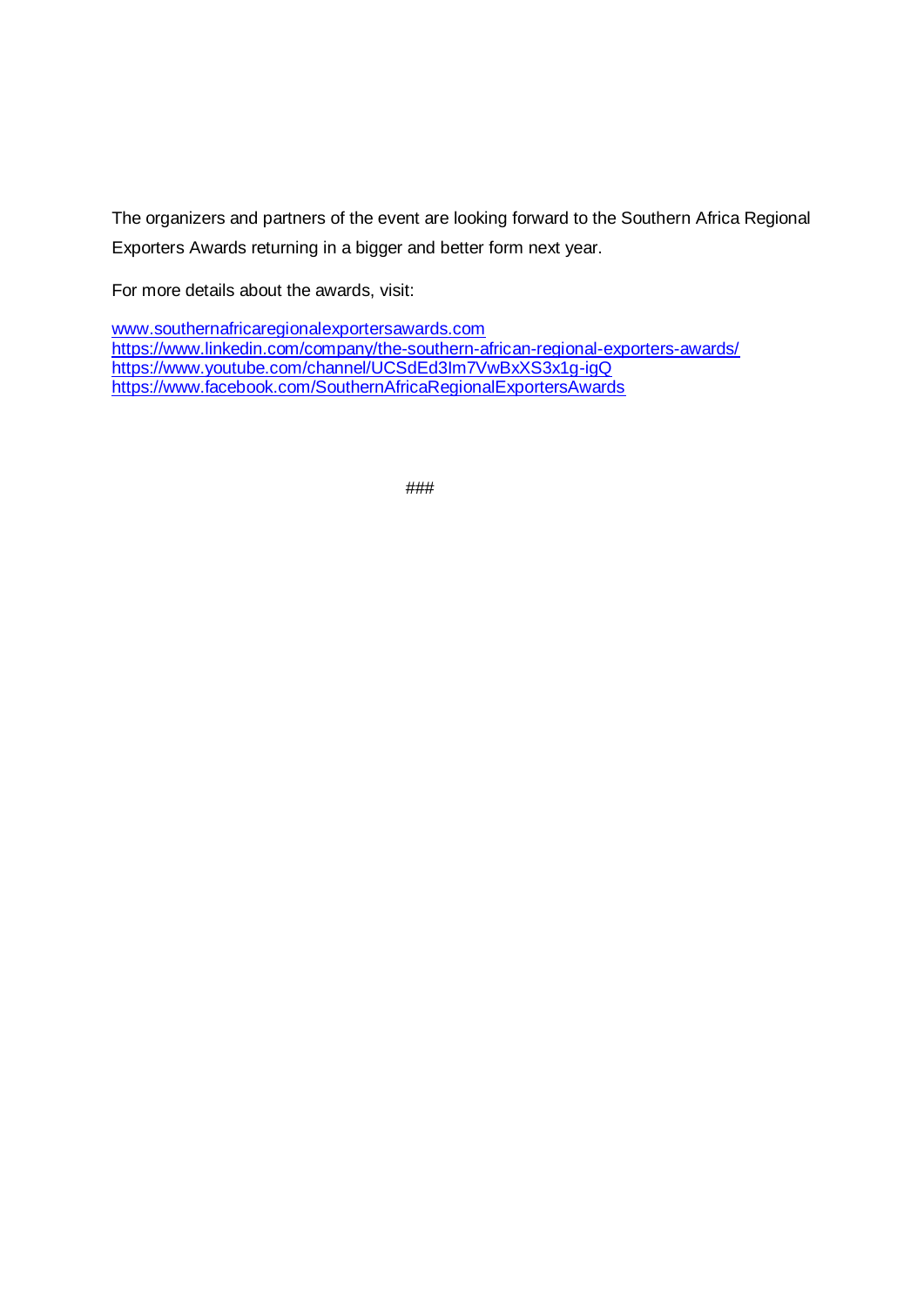The organizers and partners of the event are looking forward to the Southern Africa Regional Exporters Awards returning in a bigger and better form next year.

For more details about the awards, visit:

www.southernafricaregionalexportersawards.com
https://www.linkedin.com/company/the-southern-african-regional-exporters-awards/
https://www.youtube.com/channel/UCSdEd3Im7VwBxXS3x1g-igQ
https://www.facebook.com/SouthernAfricaRegionalExportersAwards

###